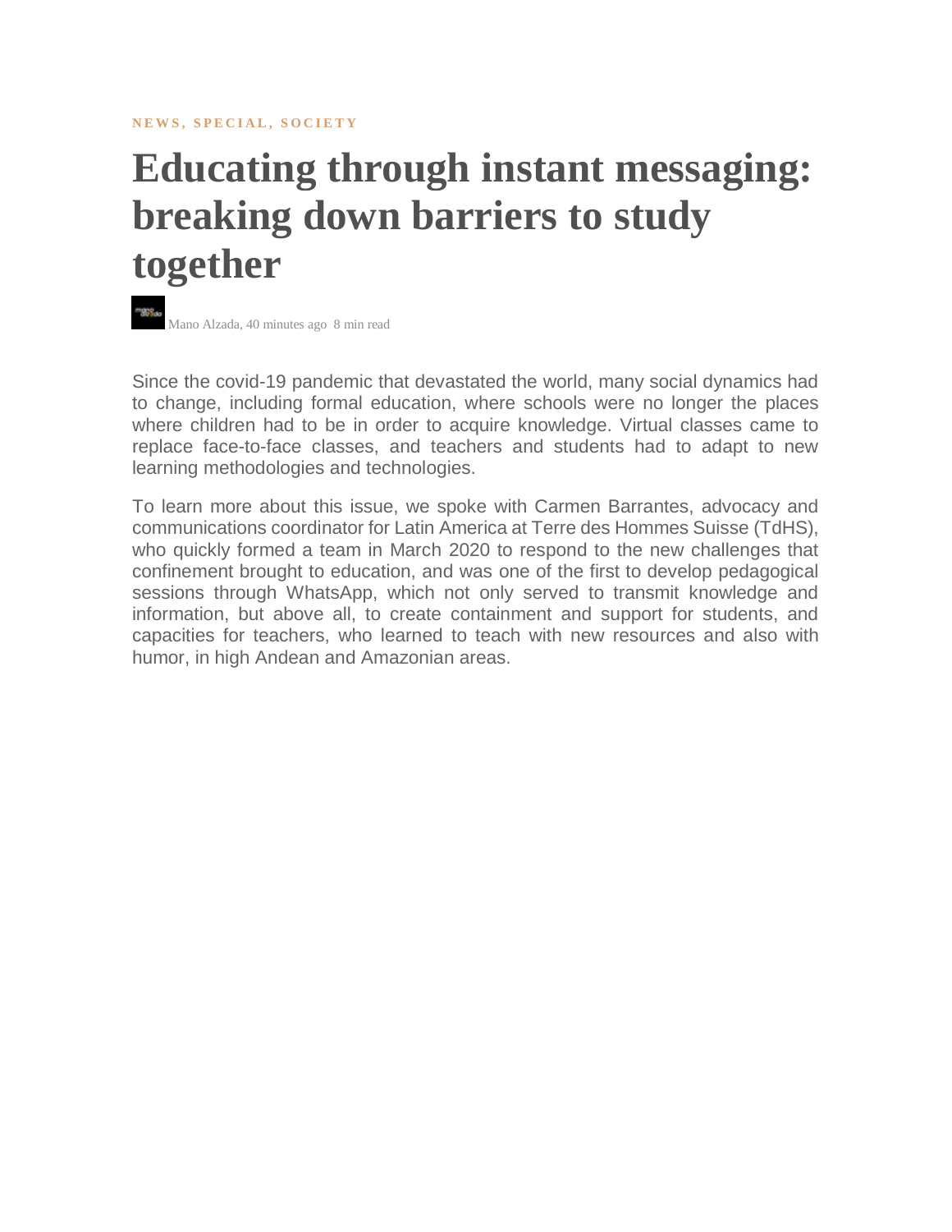**NEWS, SPECIAL, SOCIETY**

# Educating through instant messaging: breaking down barriers to study together

Mano Alzada, 40 minutes ago 8 min read

Since the covid-19 pandemic that devastated the world, many social dynamics had to change, including formal education, where schools were no longer the places where children had to be in order to acquire knowledge. Virtual classes came to replace face-to-face classes, and teachers and students had to adapt to new learning methodologies and technologies.

To learn more about this issue, we spoke with Carmen Barrantes, advocacy and communications coordinator for Latin America at Terre des Hommes Suisse (TdHS), who quickly formed a team in March 2020 to respond to the new challenges that confinement brought to education, and was one of the first to develop pedagogical sessions through WhatsApp, which not only served to transmit knowledge and information, but above all, to create containment and support for students, and capacities for teachers, who learned to teach with new resources and also with humor, in high Andean and Amazonian areas.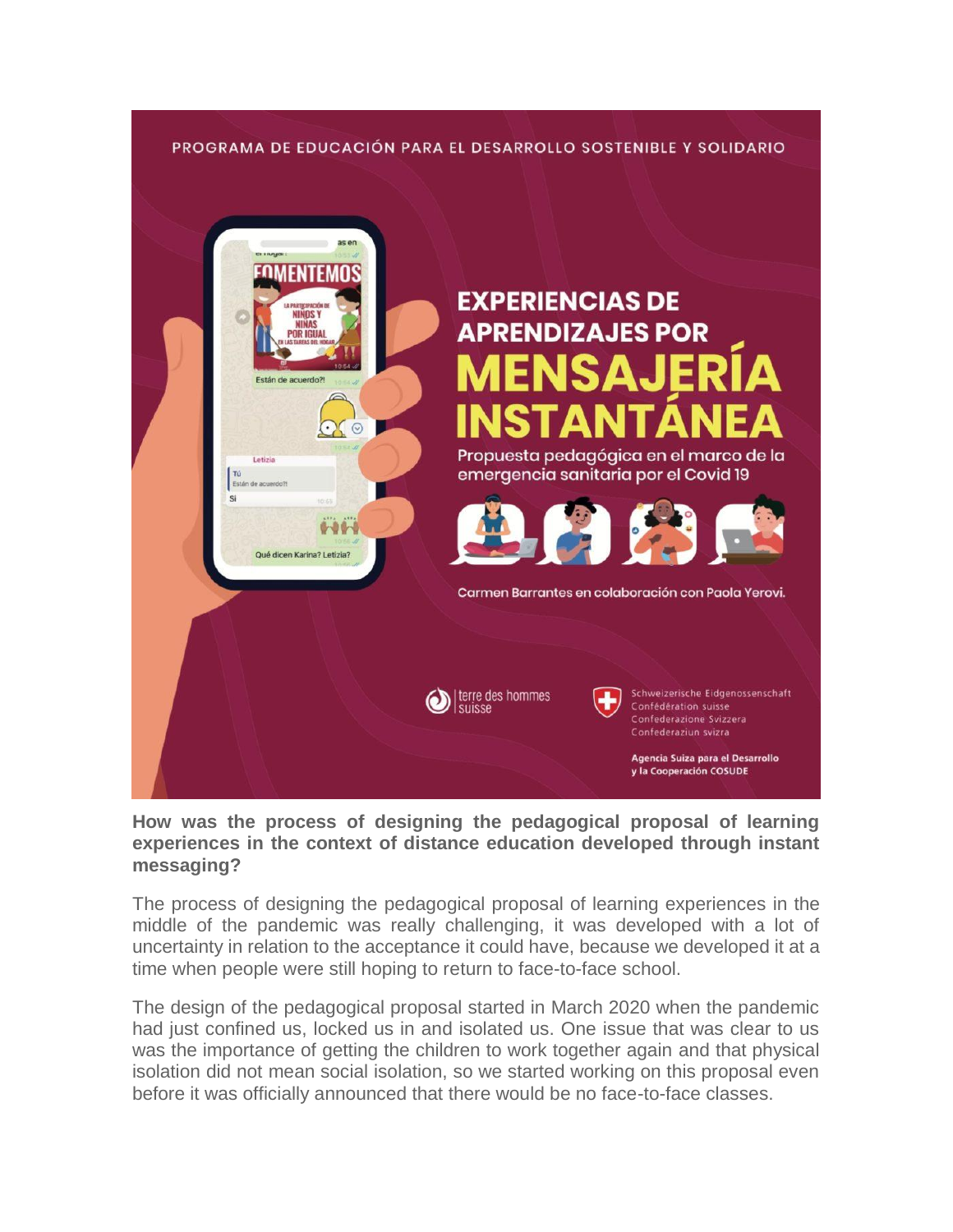**How was the process of designing the pedagogical proposal of learning experiences in the context of distance education developed through instant messaging?**

The process of designing the pedagogical proposal of learning experiences in the middle of the pandemic was really challenging, it was developed with a lot of uncertainty in relation to the acceptance it could have, because we developed it at a time when people were still hoping to return to face-to-face school.

The design of the pedagogical proposal started in March 2020 when the pandemic had just confined us, locked us in and isolated us. One issue that was clear to us was the importance of getting the children to work together again and that physical isolation did not mean social isolation, so we started working on this proposal even before it was officially announced that there would be no face-to-face classes.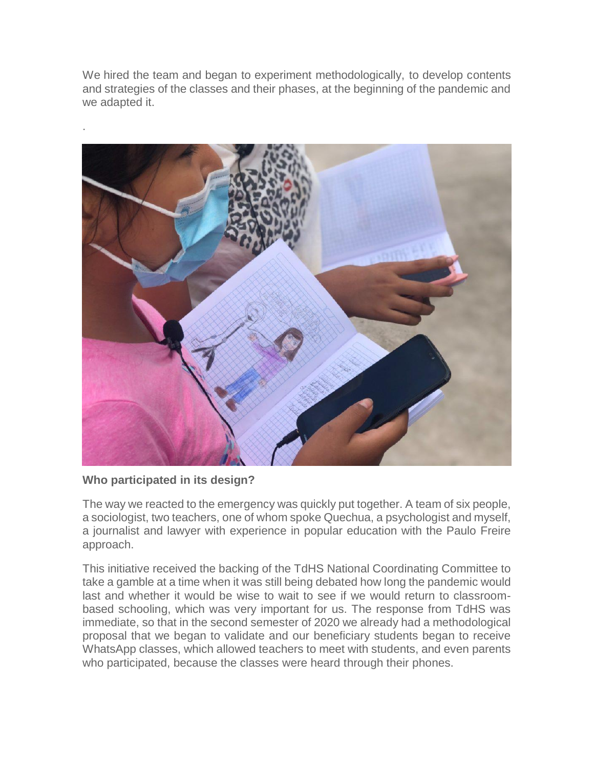We hired the team and began to experiment methodologically, to develop contents and strategies of the classes and their phases, at the beginning of the pandemic and we adapted it.

.

**Who participated in its design?**

The way we reacted to the emergency was quickly put together. A team of six people, a sociologist, two teachers, one of whom spoke Quechua, a psychologist and myself, a journalist and lawyer with experience in popular education with the Paulo Freire approach.

This initiative received the backing of the TdHS National Coordinating Committee to take a gamble at a time when it was still being debated how long the pandemic would last and whether it would be wise to wait to see if we would return to classroom-based schooling, which was very important for us. The response from TdHS was immediate, so that in the second semester of 2020 we already had a methodological proposal that we began to validate and our beneficiary students began to receive WhatsApp classes, which allowed teachers to meet with students, and even parents who participated, because the classes were heard through their phones.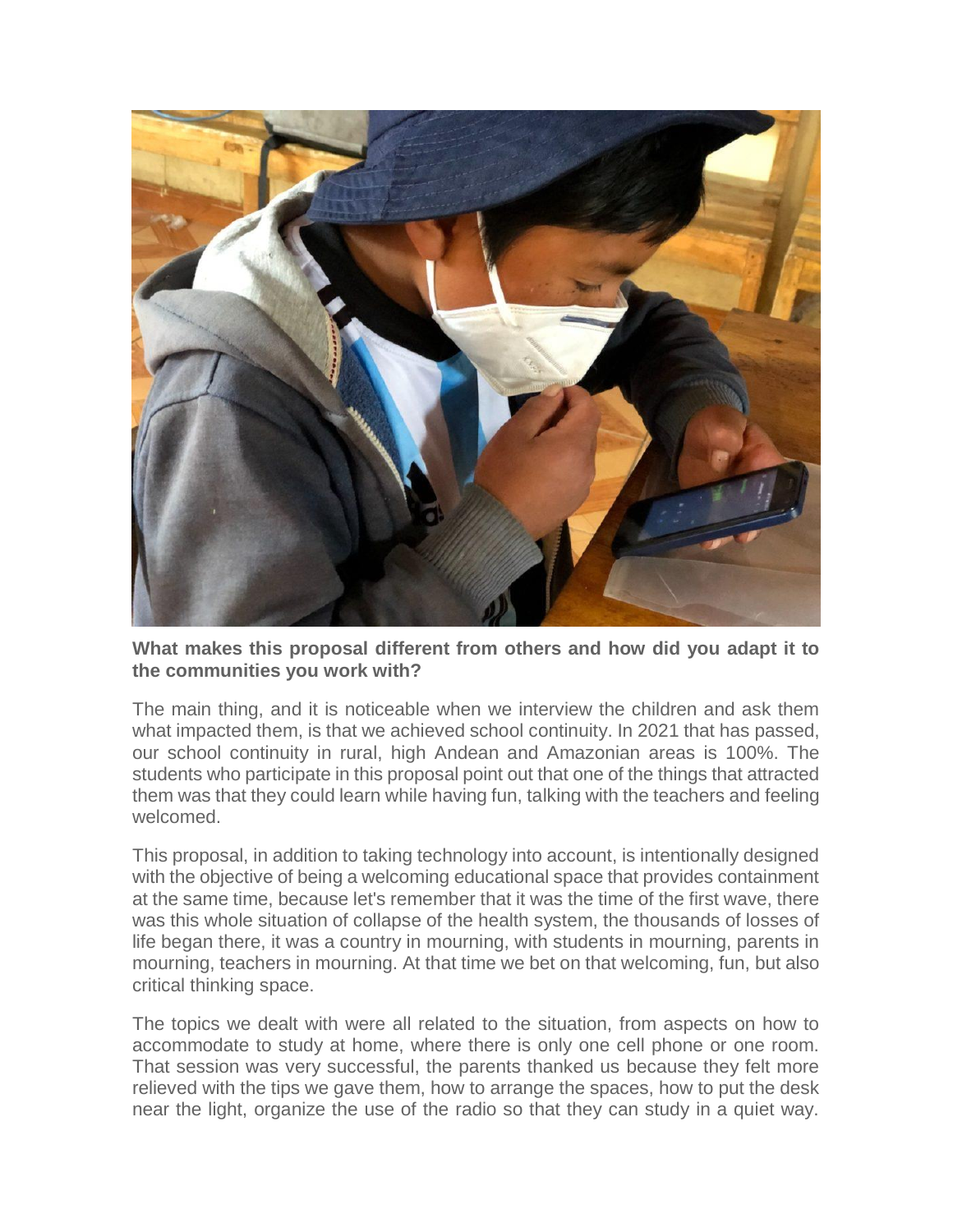**What makes this proposal different from others and how did you adapt it to the communities you work with?**

The main thing, and it is noticeable when we interview the children and ask them what impacted them, is that we achieved school continuity. In 2021 that has passed, our school continuity in rural, high Andean and Amazonian areas is 100%. The students who participate in this proposal point out that one of the things that attracted them was that they could learn while having fun, talking with the teachers and feeling welcomed.

This proposal, in addition to taking technology into account, is intentionally designed with the objective of being a welcoming educational space that provides containment at the same time, because let's remember that it was the time of the first wave, there was this whole situation of collapse of the health system, the thousands of losses of life began there, it was a country in mourning, with students in mourning, parents in mourning, teachers in mourning. At that time we bet on that welcoming, fun, but also critical thinking space.

The topics we dealt with were all related to the situation, from aspects on how to accommodate to study at home, where there is only one cell phone or one room. That session was very successful, the parents thanked us because they felt more relieved with the tips we gave them, how to arrange the spaces, how to put the desk near the light, organize the use of the radio so that they can study in a quiet way.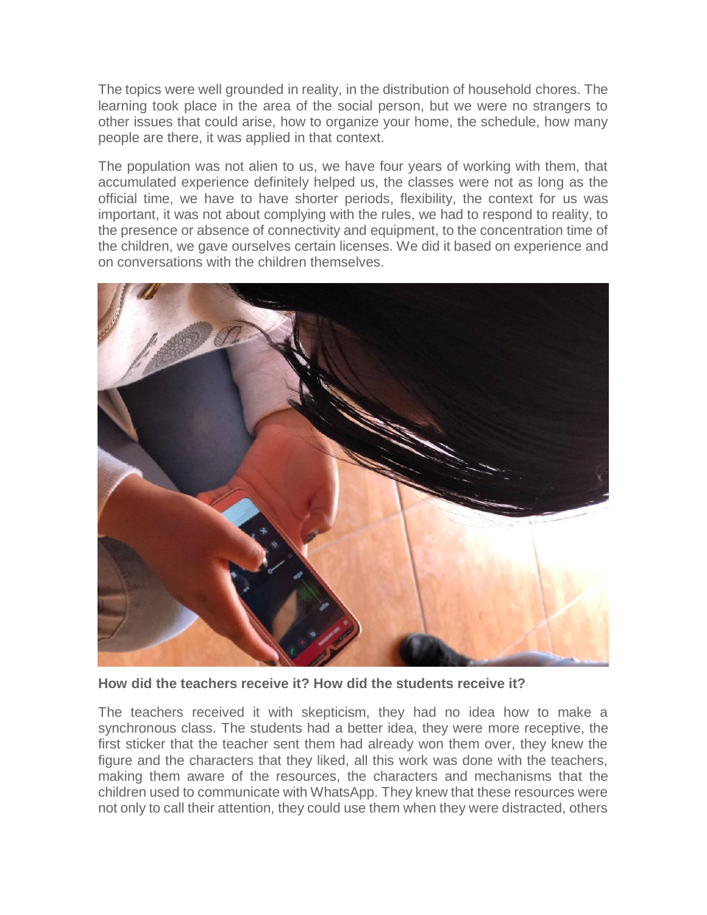The topics were well grounded in reality, in the distribution of household chores. The learning took place in the area of the social person, but we were no strangers to other issues that could arise, how to organize your home, the schedule, how many people are there, it was applied in that context.

The population was not alien to us, we have four years of working with them, that accumulated experience definitely helped us, the classes were not as long as the official time, we have to have shorter periods, flexibility, the context for us was important, it was not about complying with the rules, we had to respond to reality, to the presence or absence of connectivity and equipment, to the concentration time of the children, we gave ourselves certain licenses. We did it based on experience and on conversations with the children themselves.

**How did the teachers receive it? How did the students receive it?**

The teachers received it with skepticism, they had no idea how to make a synchronous class. The students had a better idea, they were more receptive, the first sticker that the teacher sent them had already won them over, they knew the figure and the characters that they liked, all this work was done with the teachers, making them aware of the resources, the characters and mechanisms that the children used to communicate with WhatsApp. They knew that these resources were not only to call their attention, they could use them when they were distracted, others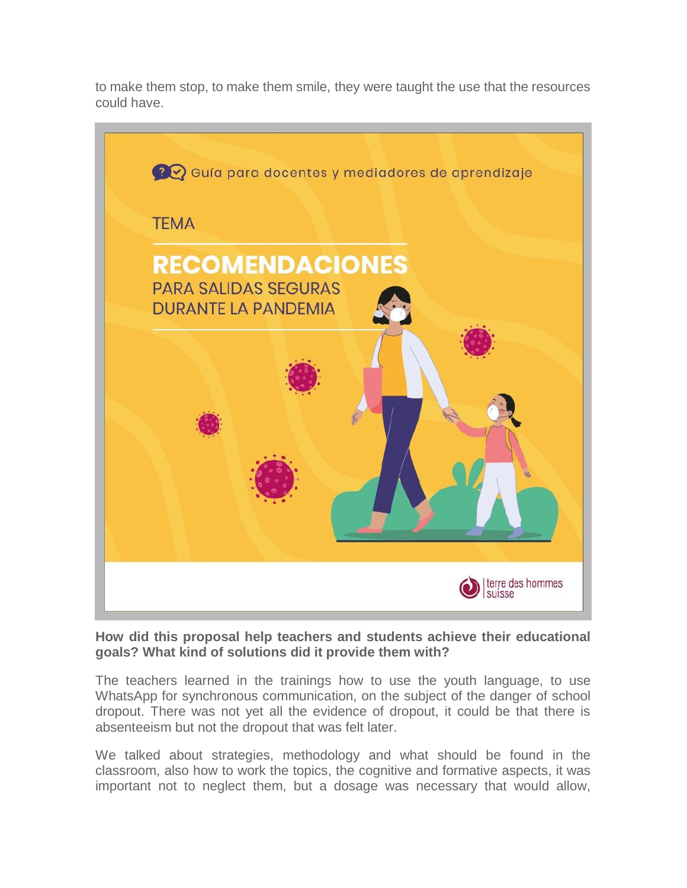to make them stop, to make them smile, they were taught the use that the resources could have.

**How did this proposal help teachers and students achieve their educational goals? What kind of solutions did it provide them with?**

The teachers learned in the trainings how to use the youth language, to use WhatsApp for synchronous communication, on the subject of the danger of school dropout. There was not yet all the evidence of dropout, it could be that there is absenteeism but not the dropout that was felt later.

We talked about strategies, methodology and what should be found in the classroom, also how to work the topics, the cognitive and formative aspects, it was important not to neglect them, but a dosage was necessary that would allow,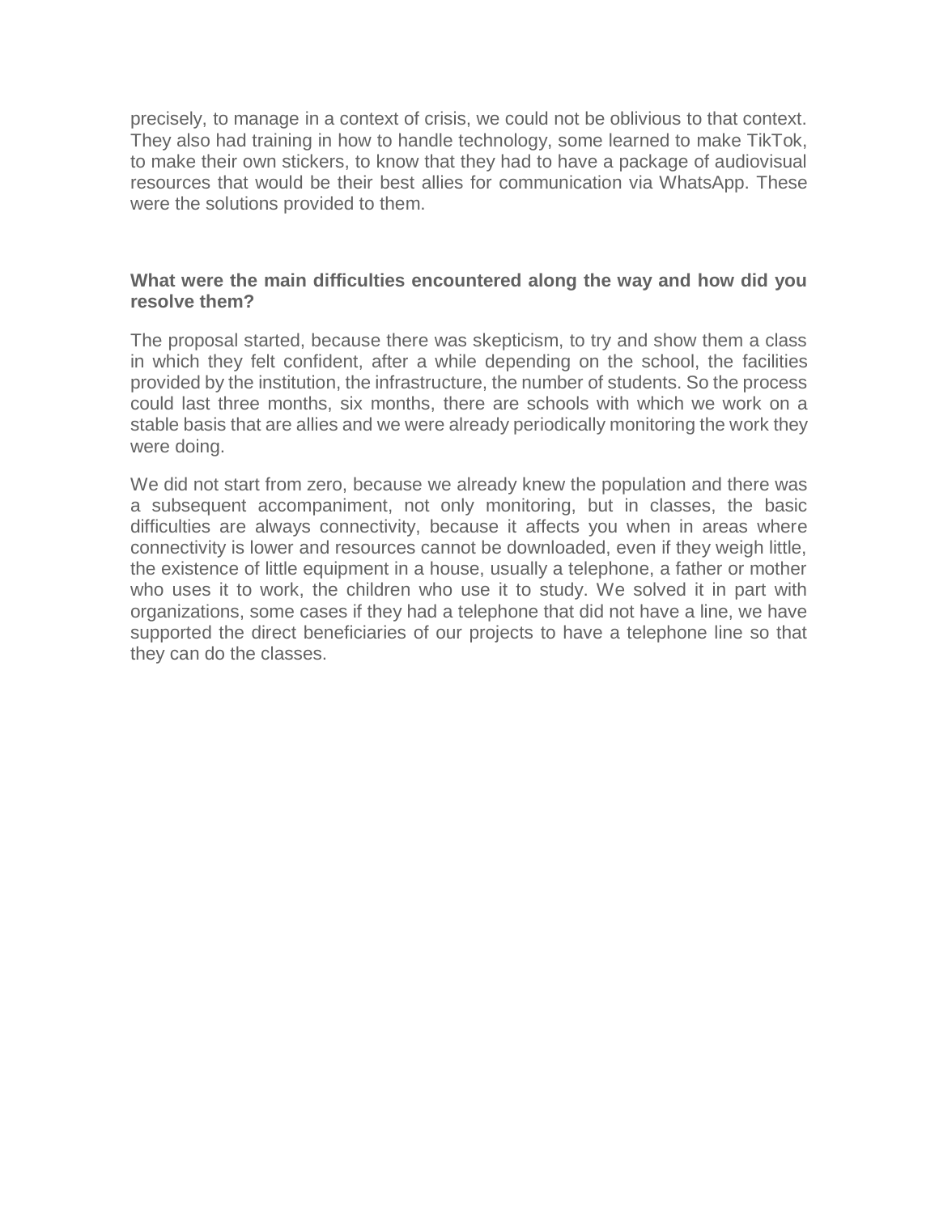precisely, to manage in a context of crisis, we could not be oblivious to that context. They also had training in how to handle technology, some learned to make TikTok, to make their own stickers, to know that they had to have a package of audiovisual resources that would be their best allies for communication via WhatsApp. These were the solutions provided to them.

**What were the main difficulties encountered along the way and how did you resolve them?**

The proposal started, because there was skepticism, to try and show them a class in which they felt confident, after a while depending on the school, the facilities provided by the institution, the infrastructure, the number of students. So the process could last three months, six months, there are schools with which we work on a stable basis that are allies and we were already periodically monitoring the work they were doing.

We did not start from zero, because we already knew the population and there was a subsequent accompaniment, not only monitoring, but in classes, the basic difficulties are always connectivity, because it affects you when in areas where connectivity is lower and resources cannot be downloaded, even if they weigh little, the existence of little equipment in a house, usually a telephone, a father or mother who uses it to work, the children who use it to study. We solved it in part with organizations, some cases if they had a telephone that did not have a line, we have supported the direct beneficiaries of our projects to have a telephone line so that they can do the classes.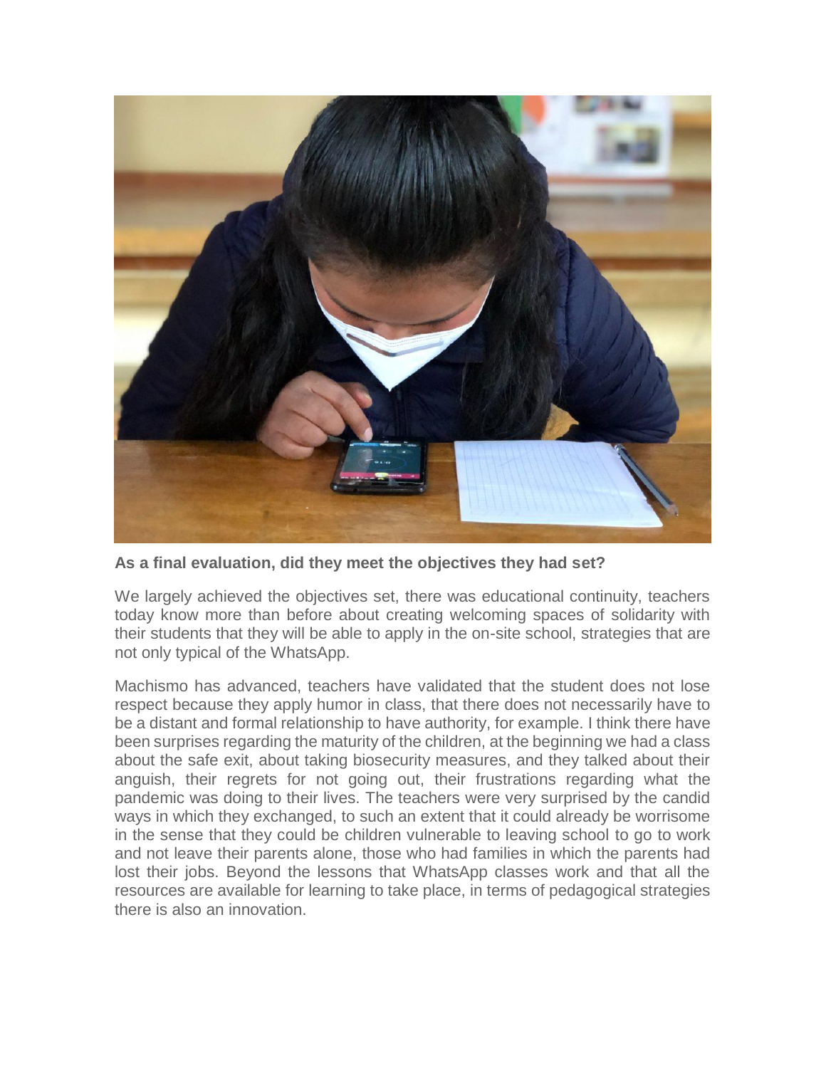**As a final evaluation, did they meet the objectives they had set?**

We largely achieved the objectives set, there was educational continuity, teachers today know more than before about creating welcoming spaces of solidarity with their students that they will be able to apply in the on-site school, strategies that are not only typical of the WhatsApp.

Machismo has advanced, teachers have validated that the student does not lose respect because they apply humor in class, that there does not necessarily have to be a distant and formal relationship to have authority, for example. I think there have been surprises regarding the maturity of the children, at the beginning we had a class about the safe exit, about taking biosecurity measures, and they talked about their anguish, their regrets for not going out, their frustrations regarding what the pandemic was doing to their lives. The teachers were very surprised by the candid ways in which they exchanged, to such an extent that it could already be worrisome in the sense that they could be children vulnerable to leaving school to go to work and not leave their parents alone, those who had families in which the parents had lost their jobs. Beyond the lessons that WhatsApp classes work and that all the resources are available for learning to take place, in terms of pedagogical strategies there is also an innovation.